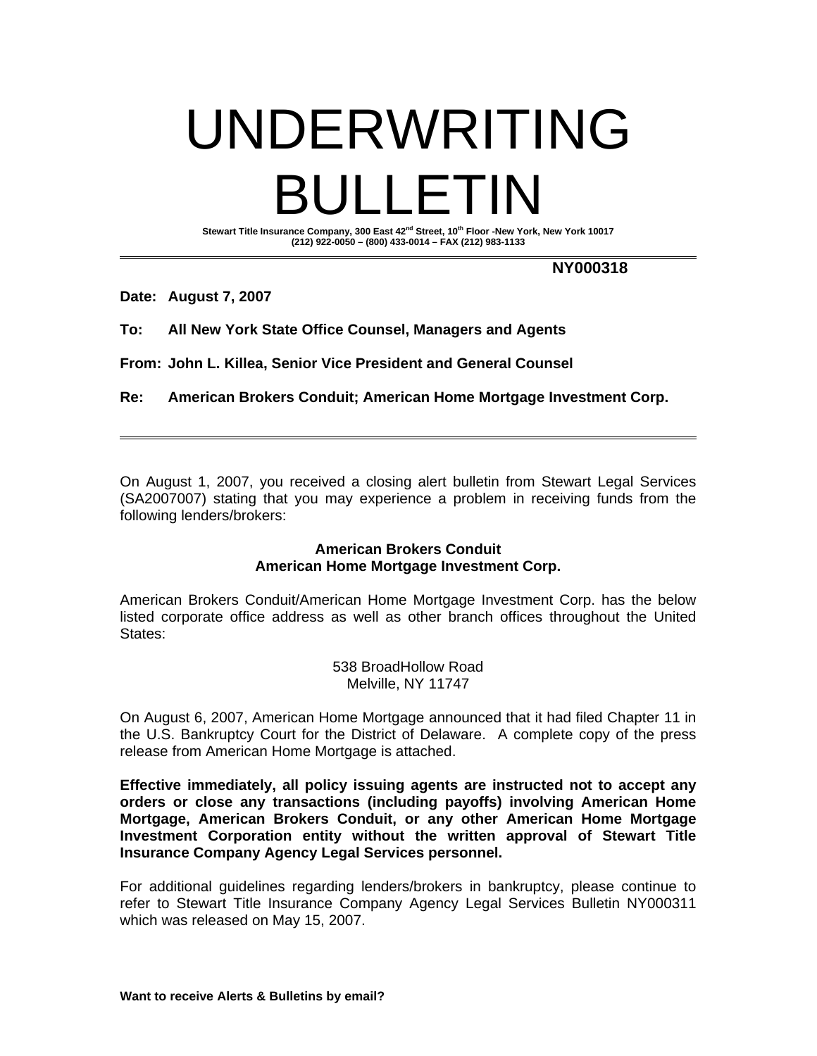# UNDERWRITING BULLETIN

**Stewart Title Insurance Company, 300 East 42nd Street, 10th Floor -New York, New York 10017**
**(212) 922-0050 – (800) 433-0014 – FAX (212) 983-1133**

---

**NY000318**

**Date:** **August 7, 2007**

**To:** **All New York State Office Counsel, Managers and Agents**

**From:** **John L. Killea, Senior Vice President and General Counsel**

**Re:** **American Brokers Conduit; American Home Mortgage Investment Corp.**

---

On August 1, 2007, you received a closing alert bulletin from Stewart Legal Services (SA2007007) stating that you may experience a problem in receiving funds from the following lenders/brokers:

**American Brokers Conduit**
**American Home Mortgage Investment Corp.**

American Brokers Conduit/American Home Mortgage Investment Corp. has the below listed corporate office address as well as other branch offices throughout the United States:

538 BroadHollow Road
Melville, NY 11747

On August 6, 2007, American Home Mortgage announced that it had filed Chapter 11 in the U.S. Bankruptcy Court for the District of Delaware. A complete copy of the press release from American Home Mortgage is attached.

**Effective immediately, all policy issuing agents are instructed not to accept any orders or close any transactions (including payoffs) involving American Home Mortgage, American Brokers Conduit, or any other American Home Mortgage Investment Corporation entity without the written approval of Stewart Title Insurance Company Agency Legal Services personnel.**

For additional guidelines regarding lenders/brokers in bankruptcy, please continue to refer to Stewart Title Insurance Company Agency Legal Services Bulletin NY000311 which was released on May 15, 2007.

**Want to receive Alerts & Bulletins by email?**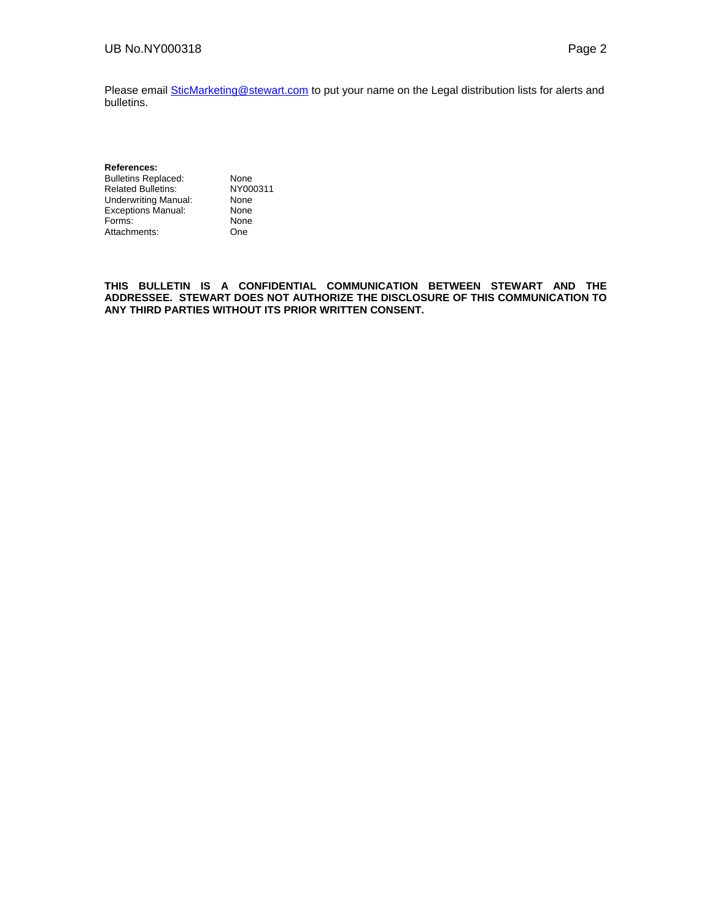Please email SticMarketing@stewart.com to put your name on the Legal distribution lists for alerts and bulletins.

**References:**

| | |
|---|---|
| Bulletins Replaced: | None |
| Related Bulletins: | NY000311 |
| Underwriting Manual: | None |
| Exceptions Manual: | None |
| Forms: | None |
| Attachments: | One |

**THIS BULLETIN IS A CONFIDENTIAL COMMUNICATION BETWEEN STEWART AND THE ADDRESSEE. STEWART DOES NOT AUTHORIZE THE DISCLOSURE OF THIS COMMUNICATION TO ANY THIRD PARTIES WITHOUT ITS PRIOR WRITTEN CONSENT.**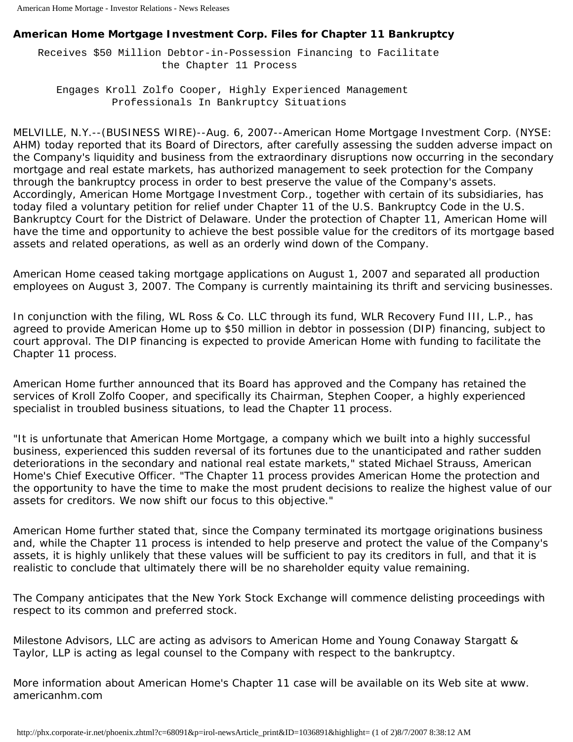## American Home Mortgage Investment Corp. Files for Chapter 11 Bankruptcy

Receives $50 Million Debtor-in-Possession Financing to Facilitate the Chapter 11 Process

Engages Kroll Zolfo Cooper, Highly Experienced Management Professionals In Bankruptcy Situations

MELVILLE, N.Y.--(BUSINESS WIRE)--Aug. 6, 2007--American Home Mortgage Investment Corp. (NYSE: AHM) today reported that its Board of Directors, after carefully assessing the sudden adverse impact on the Company's liquidity and business from the extraordinary disruptions now occurring in the secondary mortgage and real estate markets, has authorized management to seek protection for the Company through the bankruptcy process in order to best preserve the value of the Company's assets. Accordingly, American Home Mortgage Investment Corp., together with certain of its subsidiaries, has today filed a voluntary petition for relief under Chapter 11 of the U.S. Bankruptcy Code in the U.S. Bankruptcy Court for the District of Delaware. Under the protection of Chapter 11, American Home will have the time and opportunity to achieve the best possible value for the creditors of its mortgage based assets and related operations, as well as an orderly wind down of the Company.

American Home ceased taking mortgage applications on August 1, 2007 and separated all production employees on August 3, 2007. The Company is currently maintaining its thrift and servicing businesses.

In conjunction with the filing, WL Ross & Co. LLC through its fund, WLR Recovery Fund III, L.P., has agreed to provide American Home up to $50 million in debtor in possession (DIP) financing, subject to court approval. The DIP financing is expected to provide American Home with funding to facilitate the Chapter 11 process.

American Home further announced that its Board has approved and the Company has retained the services of Kroll Zolfo Cooper, and specifically its Chairman, Stephen Cooper, a highly experienced specialist in troubled business situations, to lead the Chapter 11 process.

"It is unfortunate that American Home Mortgage, a company which we built into a highly successful business, experienced this sudden reversal of its fortunes due to the unanticipated and rather sudden deteriorations in the secondary and national real estate markets," stated Michael Strauss, American Home's Chief Executive Officer. "The Chapter 11 process provides American Home the protection and the opportunity to have the time to make the most prudent decisions to realize the highest value of our assets for creditors. We now shift our focus to this objective."

American Home further stated that, since the Company terminated its mortgage originations business and, while the Chapter 11 process is intended to help preserve and protect the value of the Company's assets, it is highly unlikely that these values will be sufficient to pay its creditors in full, and that it is realistic to conclude that ultimately there will be no shareholder equity value remaining.

The Company anticipates that the New York Stock Exchange will commence delisting proceedings with respect to its common and preferred stock.

Milestone Advisors, LLC are acting as advisors to American Home and Young Conaway Stargatt & Taylor, LLP is acting as legal counsel to the Company with respect to the bankruptcy.

More information about American Home's Chapter 11 case will be available on its Web site at www.americanhm.com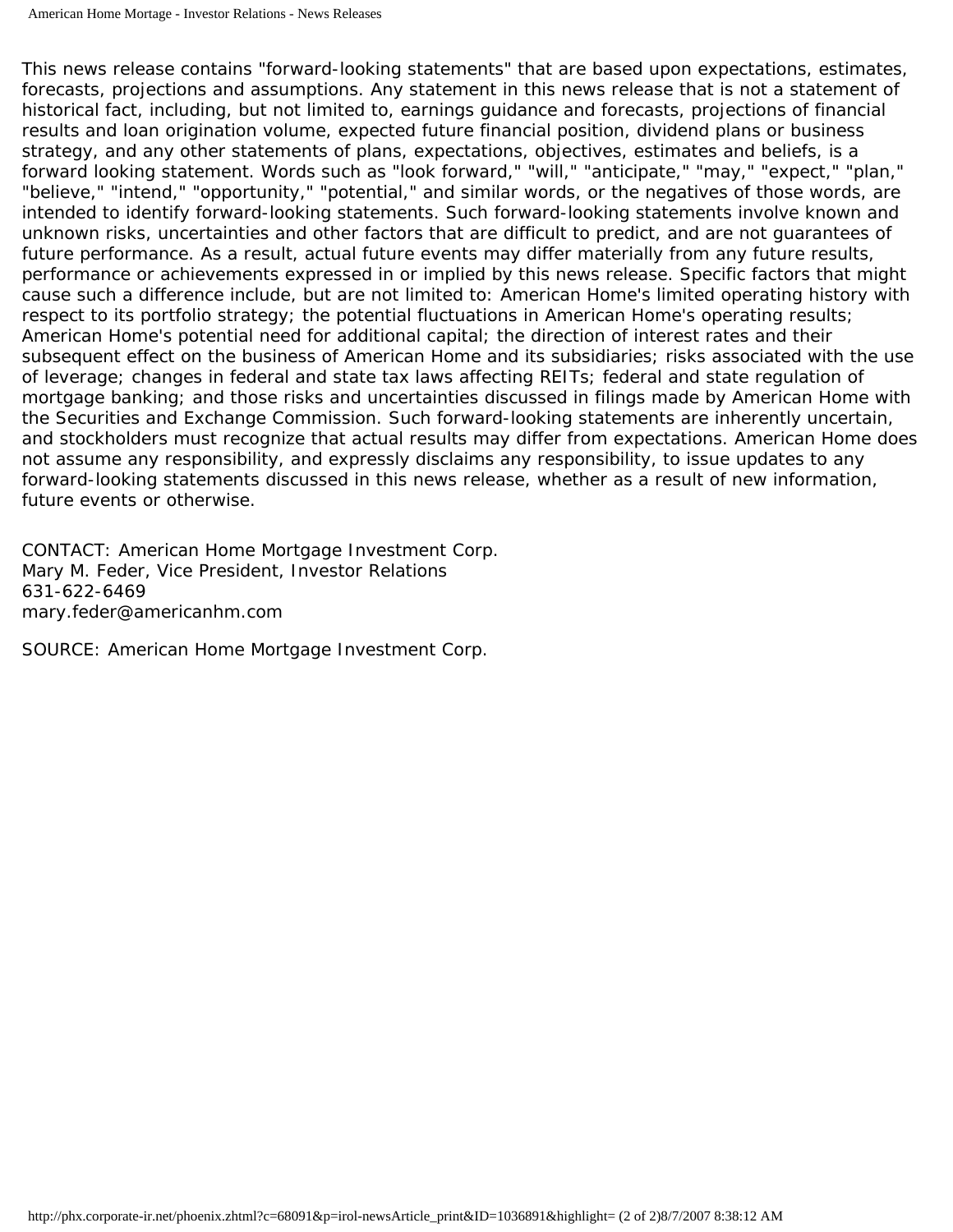This news release contains "forward-looking statements" that are based upon expectations, estimates, forecasts, projections and assumptions. Any statement in this news release that is not a statement of historical fact, including, but not limited to, earnings guidance and forecasts, projections of financial results and loan origination volume, expected future financial position, dividend plans or business strategy, and any other statements of plans, expectations, objectives, estimates and beliefs, is a forward looking statement. Words such as "look forward," "will," "anticipate," "may," "expect," "plan," "believe," "intend," "opportunity," "potential," and similar words, or the negatives of those words, are intended to identify forward-looking statements. Such forward-looking statements involve known and unknown risks, uncertainties and other factors that are difficult to predict, and are not guarantees of future performance. As a result, actual future events may differ materially from any future results, performance or achievements expressed in or implied by this news release. Specific factors that might cause such a difference include, but are not limited to: American Home's limited operating history with respect to its portfolio strategy; the potential fluctuations in American Home's operating results; American Home's potential need for additional capital; the direction of interest rates and their subsequent effect on the business of American Home and its subsidiaries; risks associated with the use of leverage; changes in federal and state tax laws affecting REITs; federal and state regulation of mortgage banking; and those risks and uncertainties discussed in filings made by American Home with the Securities and Exchange Commission. Such forward-looking statements are inherently uncertain, and stockholders must recognize that actual results may differ from expectations. American Home does not assume any responsibility, and expressly disclaims any responsibility, to issue updates to any forward-looking statements discussed in this news release, whether as a result of new information, future events or otherwise.

CONTACT: American Home Mortgage Investment Corp.
Mary M. Feder, Vice President, Investor Relations
631-622-6469
mary.feder@americanhm.com

SOURCE: American Home Mortgage Investment Corp.